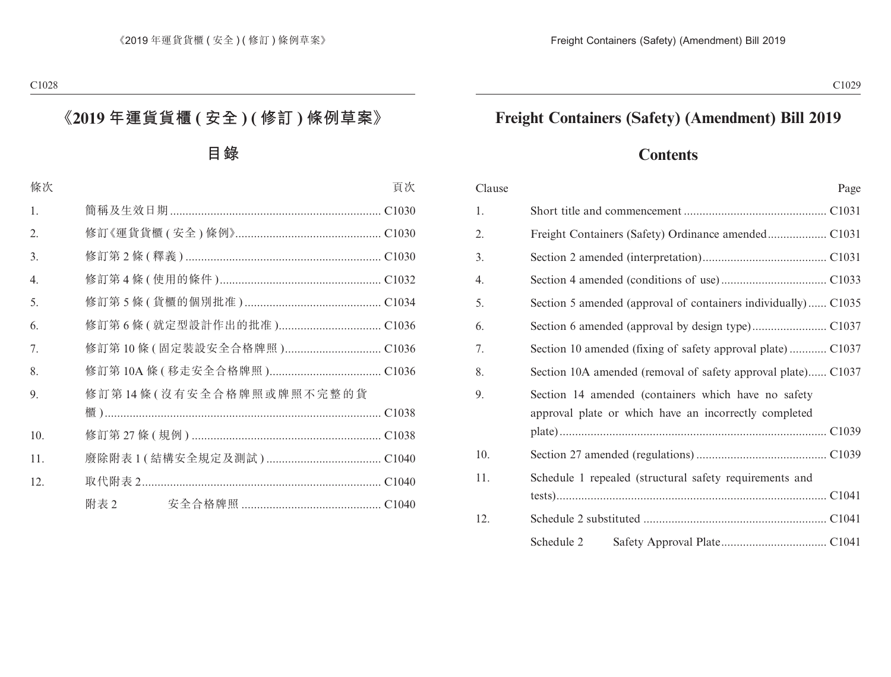# 《2019 年運貨貨櫃 ( 安全 ) ( 修訂 ) 條例草案》

## 目錄

| 條次 | | 頁次 |
|---|---|---|
| 1. | 簡稱及生效日期 | C1030 |
| 2. | 修訂《運貨貨櫃 ( 安全 ) 條例》 | C1030 |
| 3. | 修訂第 2 條 ( 釋義 ) | C1030 |
| 4. | 修訂第 4 條 ( 使用的條件 ) | C1032 |
| 5. | 修訂第 5 條 ( 貨櫃的個別批准 ) | C1034 |
| 6. | 修訂第 6 條 ( 就定型設計作出的批准 ) | C1036 |
| 7. | 修訂第 10 條 ( 固定裝設安全合格牌照 ) | C1036 |
| 8. | 修訂第 10A 條 ( 移走安全合格牌照 ) | C1036 |
| 9. | 修訂第 14 條 ( 沒有安全合格牌照或牌照不完整的貨櫃 ) | C1038 |
| 10. | 修訂第 27 條 ( 規例 ) | C1038 |
| 11. | 廢除附表 1 ( 結構安全規定及測試 ) | C1040 |
| 12. | 取代附表 2 | C1040 |
| | 附表 2　安全合格牌照 | C1040 |

# Freight Containers (Safety) (Amendment) Bill 2019

## Contents

| Clause | | Page |
|---|---|---|
| 1. | Short title and commencement | C1031 |
| 2. | Freight Containers (Safety) Ordinance amended | C1031 |
| 3. | Section 2 amended (interpretation) | C1031 |
| 4. | Section 4 amended (conditions of use) | C1033 |
| 5. | Section 5 amended (approval of containers individually) | C1035 |
| 6. | Section 6 amended (approval by design type) | C1037 |
| 7. | Section 10 amended (fixing of safety approval plate) | C1037 |
| 8. | Section 10A amended (removal of safety approval plate) | C1037 |
| 9. | Section 14 amended (containers which have no safety approval plate or which have an incorrectly completed plate) | C1039 |
| 10. | Section 27 amended (regulations) | C1039 |
| 11. | Schedule 1 repealed (structural safety requirements and tests) | C1041 |
| 12. | Schedule 2 substituted | C1041 |
| | Schedule 2　Safety Approval Plate | C1041 |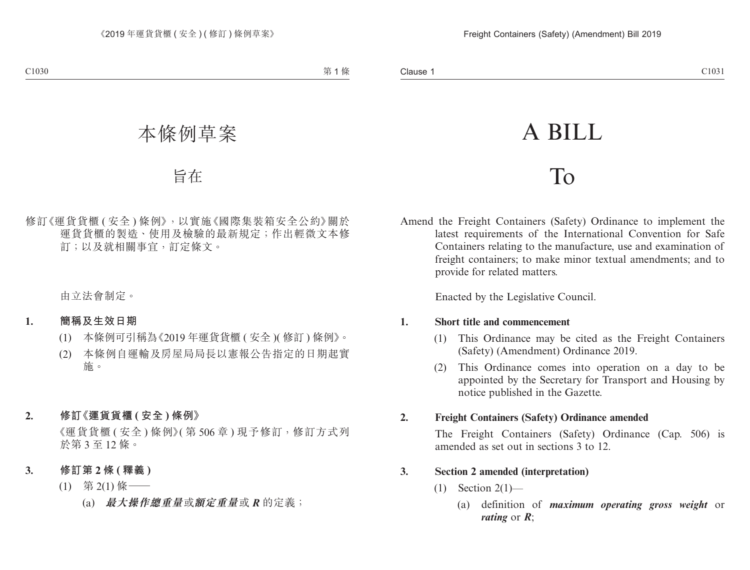# 本條例草案

## 旨在

修訂《運貨貨櫃 ( 安全 ) 條例》，以實施《國際集裝箱安全公約》關於運貨貨櫃的製造、使用及檢驗的最新規定；作出輕微文本修訂；以及就相關事宜，訂定條文。

由立法會制定。

**1. 簡稱及生效日期**

(1) 本條例可引稱為《2019 年運貨貨櫃 ( 安全 )( 修訂 ) 條例》。

(2) 本條例自運輸及房屋局局長以憲報公告指定的日期起實施。

**2. 修訂《運貨貨櫃 ( 安全 ) 條例》**

《運貨貨櫃 ( 安全 ) 條例》( 第 506 章 ) 現予修訂，修訂方式列於第 3 至 12 條。

**3. 修訂第 2 條 ( 釋義 )**

(1) 第 2(1) 條——

(a) ***最大操作總重量***或***額定重量***或 ***R*** 的定義；

# A BILL

## To

Amend the Freight Containers (Safety) Ordinance to implement the latest requirements of the International Convention for Safe Containers relating to the manufacture, use and examination of freight containers; to make minor textual amendments; and to provide for related matters.

Enacted by the Legislative Council.

**1. Short title and commencement**

(1) This Ordinance may be cited as the Freight Containers (Safety) (Amendment) Ordinance 2019.

(2) This Ordinance comes into operation on a day to be appointed by the Secretary for Transport and Housing by notice published in the Gazette.

**2. Freight Containers (Safety) Ordinance amended**

The Freight Containers (Safety) Ordinance (Cap. 506) is amended as set out in sections 3 to 12.

**3. Section 2 amended (interpretation)**

(1) Section 2(1)—

(a) definition of ***maximum operating gross weight*** or ***rating*** or ***R***;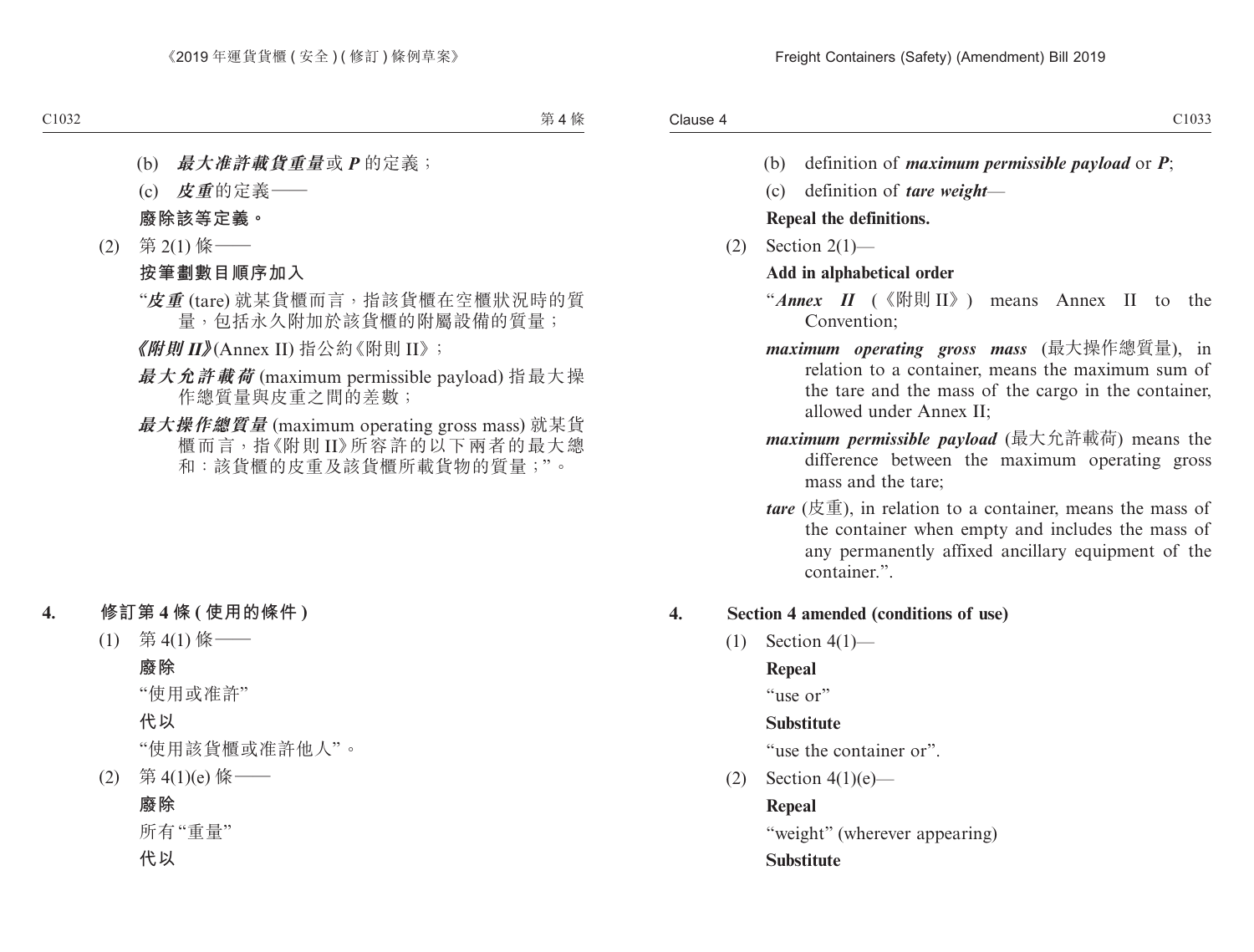(b) ***最大准許載貨重量***或 ***P*** 的定義；

(c) ***皮重***的定義——

**廢除該等定義。**

(2) 第 2(1) 條——

**按筆劃數目順序加入**

“***皮重*** (tare) 就某貨櫃而言，指該貨櫃在空櫃狀況時的質量，包括永久附加於該貨櫃的附屬設備的質量；

***《附則 II》***(Annex II) 指公約《附則 II》；

***最大允許載荷*** (maximum permissible payload) 指最大操作總質量與皮重之間的差數；

***最大操作總質量*** (maximum operating gross mass) 就某貨櫃而言，指《附則 II》所容許的以下兩者的最大總和：該貨櫃的皮重及該貨櫃所載貨物的質量；”。

## 4. 修訂第 4 條 (使用的條件)

(1) 第 4(1) 條——

**廢除**

“使用或准許”

**代以**

“使用該貨櫃或准許他人”。

(2) 第 4(1)(e) 條——

**廢除**

所有“重量”

**代以**

(b) definition of ***maximum permissible payload*** or ***P***;

(c) definition of ***tare weight***—

**Repeal the definitions.**

(2) Section 2(1)—

**Add in alphabetical order**

“***Annex II*** (《附則 II》) means Annex II to the Convention;

***maximum operating gross mass*** (最大操作總質量), in relation to a container, means the maximum sum of the tare and the mass of the cargo in the container, allowed under Annex II;

***maximum permissible payload*** (最大允許載荷) means the difference between the maximum operating gross mass and the tare;

***tare*** (皮重), in relation to a container, means the mass of the container when empty and includes the mass of any permanently affixed ancillary equipment of the container.”.

## 4. Section 4 amended (conditions of use)

(1) Section 4(1)—

**Repeal**

“use or”

**Substitute**

“use the container or”.

(2) Section 4(1)(e)—

**Repeal**

“weight” (wherever appearing)

**Substitute**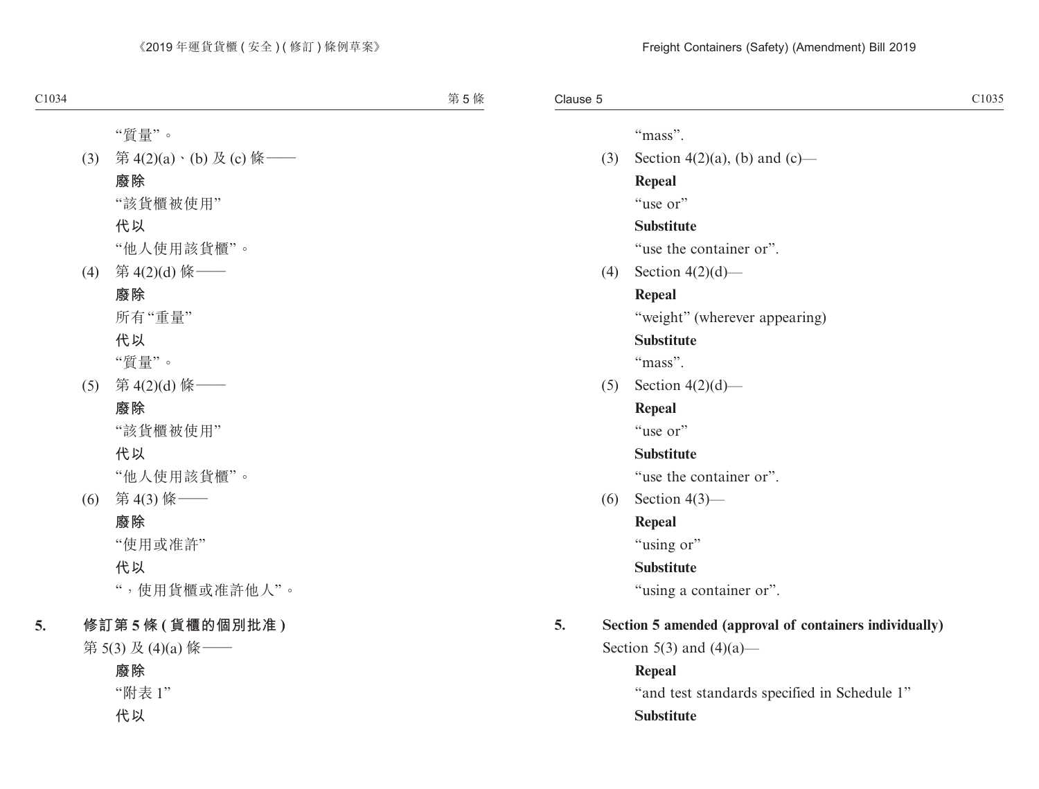"質量"。

(3) 第 4(2)(a)、(b) 及 (c) 條——

**廢除**

"該貨櫃被使用"

**代以**

"他人使用該貨櫃"。

(4) 第 4(2)(d) 條——

**廢除**

所有"重量"

**代以**

"質量"。

(5) 第 4(2)(d) 條——

**廢除**

"該貨櫃被使用"

**代以**

"他人使用該貨櫃"。

(6) 第 4(3) 條——

**廢除**

"使用或准許"

**代以**

"，使用貨櫃或准許他人"。

**5. 修訂第 5 條 (貨櫃的個別批准)**

第 5(3) 及 (4)(a) 條——

**廢除**

"附表 1"

**代以**

"mass".

(3) Section 4(2)(a), (b) and (c)—

**Repeal**

"use or"

**Substitute**

"use the container or".

(4) Section 4(2)(d)—

**Repeal**

"weight" (wherever appearing)

**Substitute**

"mass".

(5) Section 4(2)(d)—

**Repeal**

"use or"

**Substitute**

"use the container or".

(6) Section 4(3)—

**Repeal**

"using or"

**Substitute**

"using a container or".

**5. Section 5 amended (approval of containers individually)**

Section 5(3) and (4)(a)—

**Repeal**

"and test standards specified in Schedule 1"

**Substitute**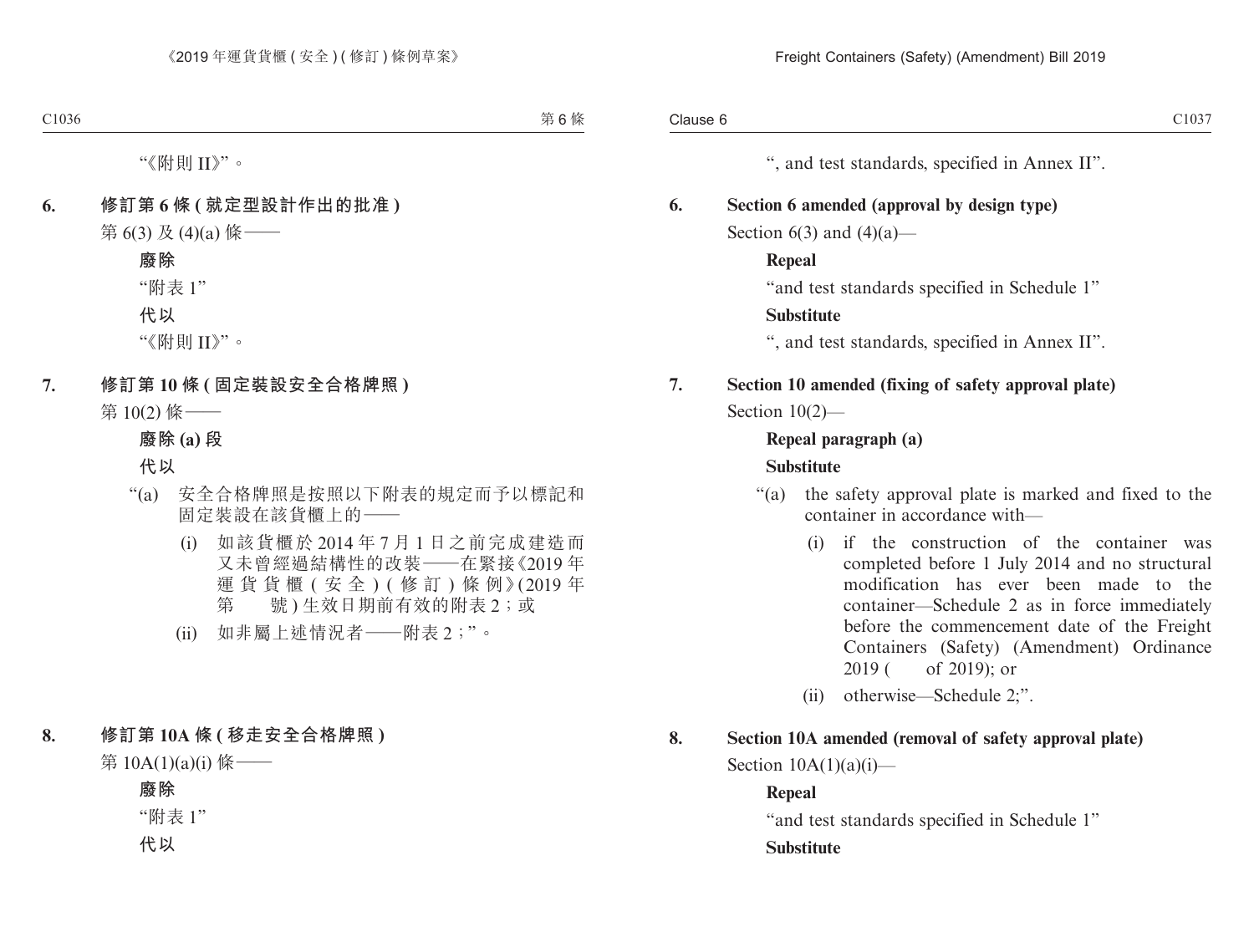"《附則 II》"。

**6. 修訂第 6 條 (就定型設計作出的批准)**

第 6(3) 及 (4)(a) 條——

**廢除**

"附表 1"

**代以**

"《附則 II》"。

**7. 修訂第 10 條 (固定裝設安全合格牌照)**

第 10(2) 條——

**廢除 (a) 段**

**代以**

"(a) 安全合格牌照是按照以下附表的規定而予以標記和固定裝設在該貨櫃上的——

(i) 如該貨櫃於 2014 年 7 月 1 日之前完成建造而又未曾經過結構性的改裝——在緊接《2019 年運貨貨櫃 (安全) (修訂) 條例》(2019 年第　　號) 生效日期前有效的附表 2；或

(ii) 如非屬上述情況者——附表 2；"。

**8. 修訂第 10A 條 (移走安全合格牌照)**

第 10A(1)(a)(i) 條——

**廢除**

"附表 1"

**代以**

", and test standards, specified in Annex II".

**6. Section 6 amended (approval by design type)**

Section 6(3) and (4)(a)—

**Repeal**

"and test standards specified in Schedule 1"

**Substitute**

", and test standards, specified in Annex II".

**7. Section 10 amended (fixing of safety approval plate)**

Section 10(2)—

**Repeal paragraph (a)**

**Substitute**

"(a) the safety approval plate is marked and fixed to the container in accordance with—

(i) if the construction of the container was completed before 1 July 2014 and no structural modification has ever been made to the container—Schedule 2 as in force immediately before the commencement date of the Freight Containers (Safety) (Amendment) Ordinance 2019 (　　of 2019); or

(ii) otherwise—Schedule 2;".

**8. Section 10A amended (removal of safety approval plate)**

Section 10A(1)(a)(i)—

**Repeal**

"and test standards specified in Schedule 1"

**Substitute**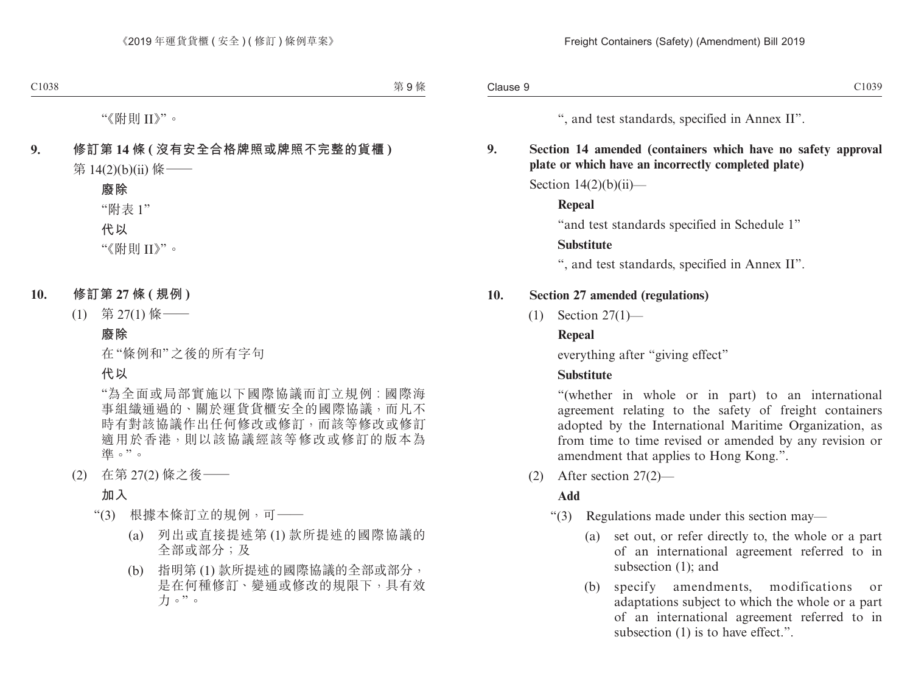"《附則 II》"。

**9. 修訂第 14 條 (沒有安全合格牌照或牌照不完整的貨櫃)**

第 14(2)(b)(ii) 條——

**廢除**

"附表 1"

**代以**

"《附則 II》"。

**10. 修訂第 27 條 (規例)**

(1) 第 27(1) 條——

**廢除**

在"條例和"之後的所有字句

**代以**

"為全面或局部實施以下國際協議而訂立規例：國際海事組織通過的、關於運貨貨櫃安全的國際協議，而凡不時有對該協議作出任何修改或修訂，而該等修改或修訂適用於香港，則以該協議經該等修改或修訂的版本為準。"。

(2) 在第 27(2) 條之後——

**加入**

"(3) 根據本條訂立的規例，可——

(a) 列出或直接提述第 (1) 款所提述的國際協議的全部或部分；及

(b) 指明第 (1) 款所提述的國際協議的全部或部分，是在何種修訂、變通或修改的規限下，具有效力。"。

", and test standards, specified in Annex II".

**9. Section 14 amended (containers which have no safety approval plate or which have an incorrectly completed plate)**

Section 14(2)(b)(ii)—

**Repeal**

"and test standards specified in Schedule 1"

**Substitute**

", and test standards, specified in Annex II".

**10. Section 27 amended (regulations)**

(1) Section 27(1)—

**Repeal**

everything after "giving effect"

**Substitute**

"(whether in whole or in part) to an international agreement relating to the safety of freight containers adopted by the International Maritime Organization, as from time to time revised or amended by any revision or amendment that applies to Hong Kong.".

(2) After section 27(2)—

**Add**

"(3) Regulations made under this section may—

(a) set out, or refer directly to, the whole or a part of an international agreement referred to in subsection (1); and

(b) specify amendments, modifications or adaptations subject to which the whole or a part of an international agreement referred to in subsection (1) is to have effect.".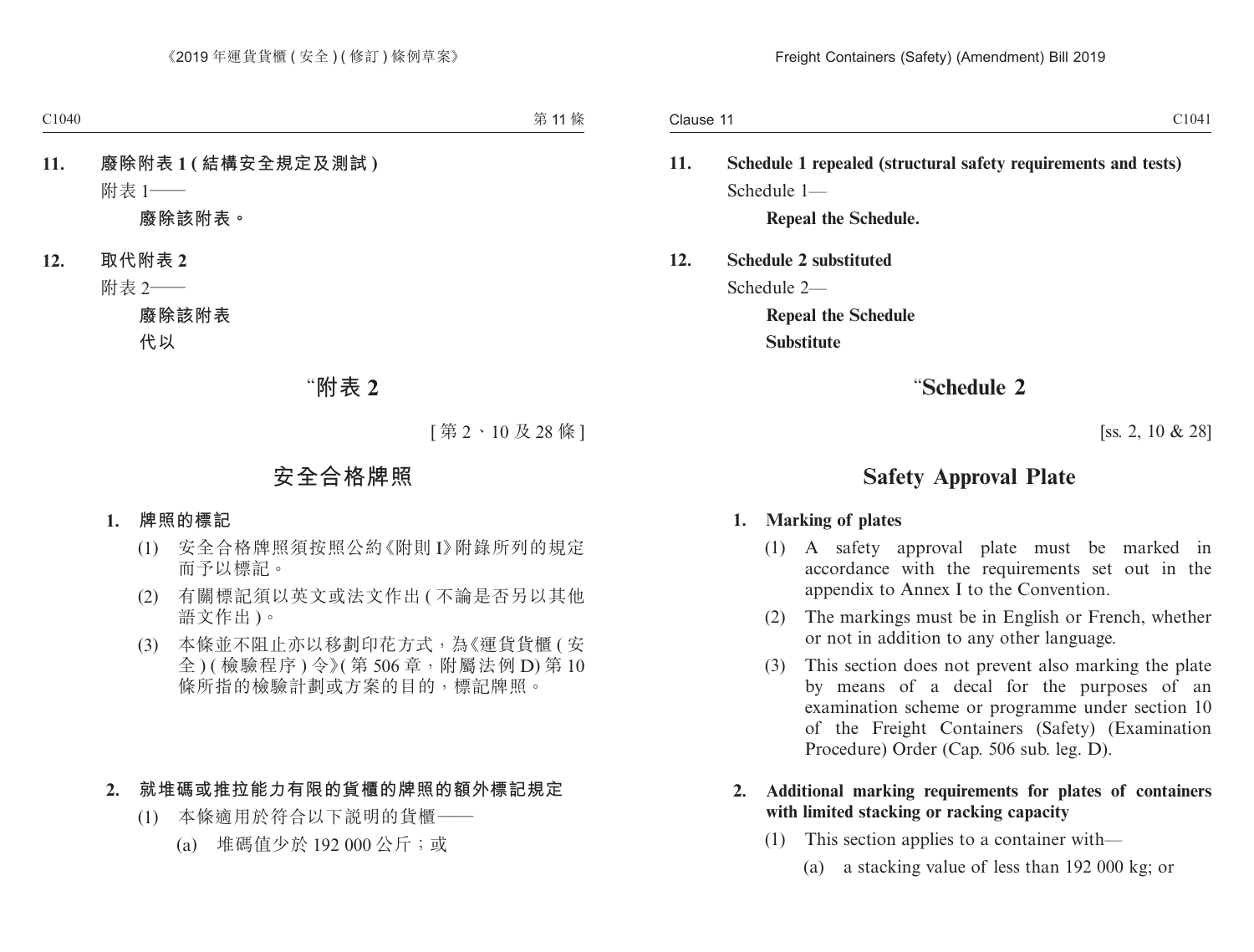**11. 廢除附表 1 ( 結構安全規定及測試 )**

附表 1——

**廢除該附表。**

**12. 取代附表 2**

附表 2——

**廢除該附表**

**代以**

## “附表 2

[ 第 2、10 及 28 條 ]

## 安全合格牌照

**1. 牌照的標記**

(1) 安全合格牌照須按照公約《附則 I》附錄所列的規定而予以標記。

(2) 有關標記須以英文或法文作出 ( 不論是否另以其他語文作出 )。

(3) 本條並不阻止亦以移劃印花方式，為《運貨貨櫃 ( 安全 ) ( 檢驗程序 ) 令》( 第 506 章，附屬法例 D) 第 10 條所指的檢驗計劃或方案的目的，標記牌照。

**2. 就堆碼或推拉能力有限的貨櫃的牌照的額外標記規定**

(1) 本條適用於符合以下說明的貨櫃——

(a) 堆碼值少於 192 000 公斤；或

**11. Schedule 1 repealed (structural safety requirements and tests)**

Schedule 1—

**Repeal the Schedule.**

**12. Schedule 2 substituted**

Schedule 2—

**Repeal the Schedule**

**Substitute**

## “Schedule 2

[ss. 2, 10 & 28]

## Safety Approval Plate

**1. Marking of plates**

(1) A safety approval plate must be marked in accordance with the requirements set out in the appendix to Annex I to the Convention.

(2) The markings must be in English or French, whether or not in addition to any other language.

(3) This section does not prevent also marking the plate by means of a decal for the purposes of an examination scheme or programme under section 10 of the Freight Containers (Safety) (Examination Procedure) Order (Cap. 506 sub. leg. D).

**2. Additional marking requirements for plates of containers with limited stacking or racking capacity**

(1) This section applies to a container with—

(a) a stacking value of less than 192 000 kg; or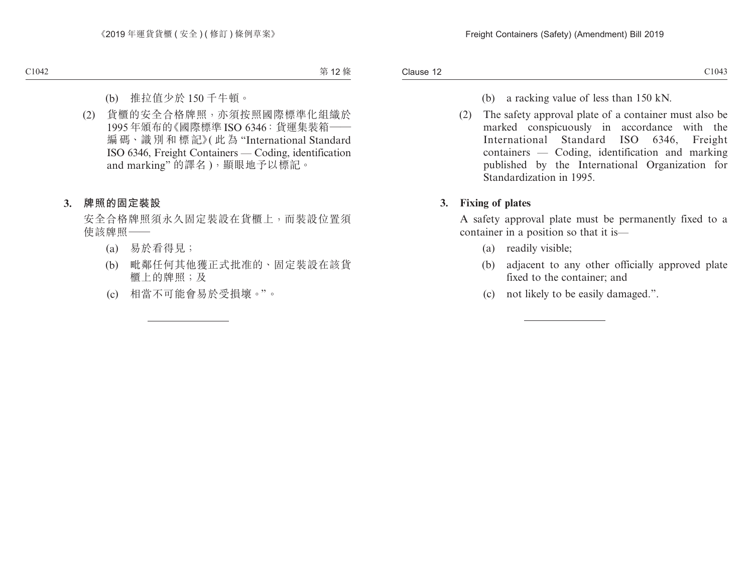(b) 推拉值少於 150 千牛頓。

(2) 貨櫃的安全合格牌照，亦須按照國際標準化組織於 1995 年頒布的《國際標準 ISO 6346：貨運集裝箱——編碼、識別和標記》(此為 “International Standard ISO 6346, Freight Containers — Coding, identification and marking” 的譯名)，顯眼地予以標記。

**3. 牌照的固定裝設**

安全合格牌照須永久固定裝設在貨櫃上，而裝設位置須使該牌照——

(a) 易於看得見；

(b) 毗鄰任何其他獲正式批准的、固定裝設在該貨櫃上的牌照；及

(c) 相當不可能會易於受損壞。”。

---

(b) a racking value of less than 150 kN.

(2) The safety approval plate of a container must also be marked conspicuously in accordance with the International Standard ISO 6346, Freight containers — Coding, identification and marking published by the International Organization for Standardization in 1995.

**3. Fixing of plates**

A safety approval plate must be permanently fixed to a container in a position so that it is—

(a) readily visible;

(b) adjacent to any other officially approved plate fixed to the container; and

(c) not likely to be easily damaged.”.

---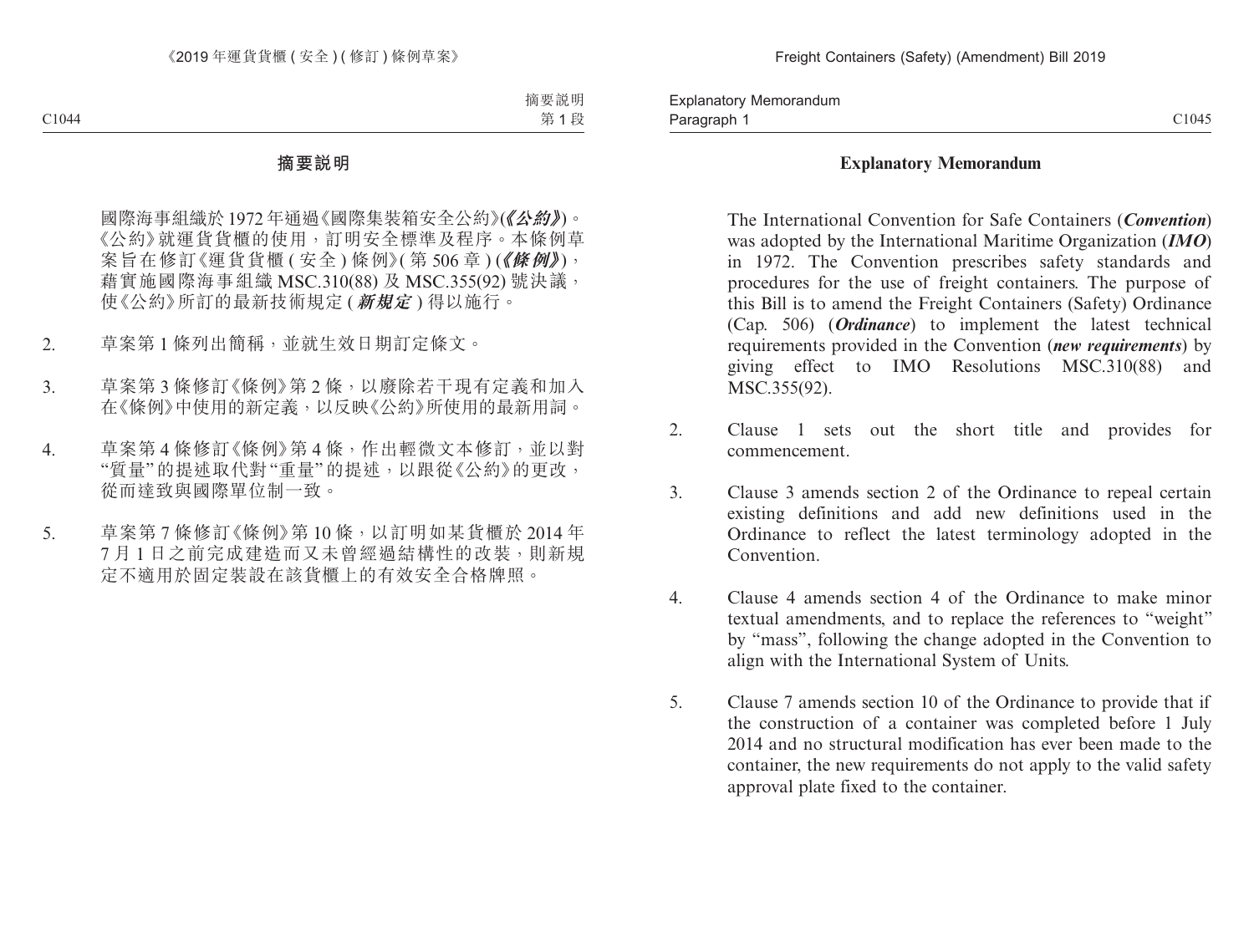## 摘要說明

國際海事組織於 1972 年通過《國際集裝箱安全公約》(***《公約》***)。《公約》就運貨貨櫃的使用，訂明安全標準及程序。本條例草案旨在修訂《運貨貨櫃 ( 安全 ) 條例》( 第 506 章 ) (***《條例》***)，藉實施國際海事組織 MSC.310(88) 及 MSC.355(92) 號決議，使《公約》所訂的最新技術規定 (***新規定***) 得以施行。

2. 草案第 1 條列出簡稱，並就生效日期訂定條文。

3. 草案第 3 條修訂《條例》第 2 條，以廢除若干現有定義和加入在《條例》中使用的新定義，以反映《公約》所使用的最新用詞。

4. 草案第 4 條修訂《條例》第 4 條，作出輕微文本修訂，並以對 "質量" 的提述取代對 "重量" 的提述，以跟從《公約》的更改，從而達致與國際單位制一致。

5. 草案第 7 條修訂《條例》第 10 條，以訂明如某貨櫃於 2014 年 7 月 1 日之前完成建造而又未曾經過結構性的改裝，則新規定不適用於固定裝設在該貨櫃上的有效安全合格牌照。

## Explanatory Memorandum

The International Convention for Safe Containers (***Convention***) was adopted by the International Maritime Organization (***IMO***) in 1972. The Convention prescribes safety standards and procedures for the use of freight containers. The purpose of this Bill is to amend the Freight Containers (Safety) Ordinance (Cap. 506) (***Ordinance***) to implement the latest technical requirements provided in the Convention (***new requirements***) by giving effect to IMO Resolutions MSC.310(88) and MSC.355(92).

2. Clause 1 sets out the short title and provides for commencement.

3. Clause 3 amends section 2 of the Ordinance to repeal certain existing definitions and add new definitions used in the Ordinance to reflect the latest terminology adopted in the Convention.

4. Clause 4 amends section 4 of the Ordinance to make minor textual amendments, and to replace the references to "weight" by "mass", following the change adopted in the Convention to align with the International System of Units.

5. Clause 7 amends section 10 of the Ordinance to provide that if the construction of a container was completed before 1 July 2014 and no structural modification has ever been made to the container, the new requirements do not apply to the valid safety approval plate fixed to the container.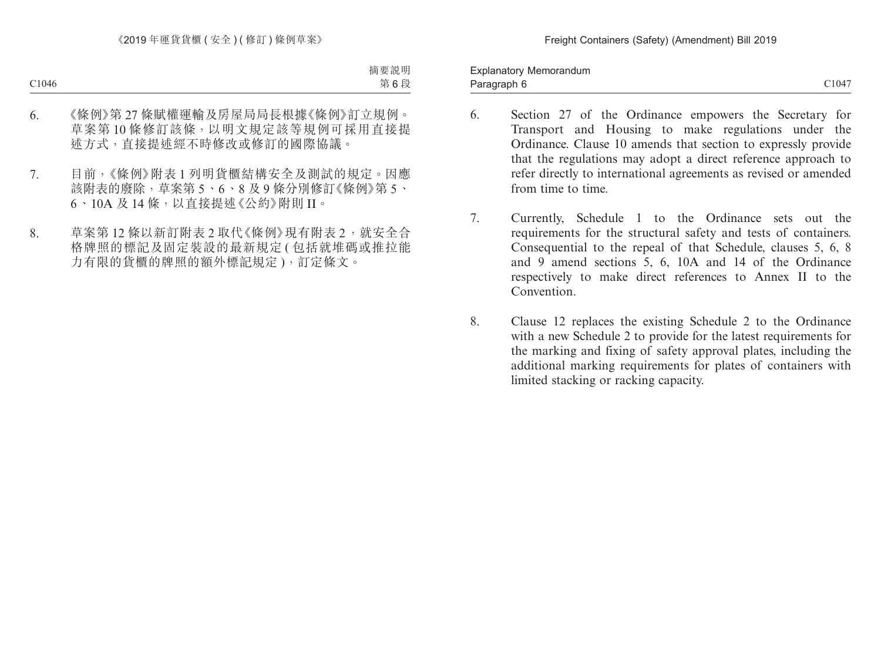6. 《條例》第 27 條賦權運輸及房屋局局長根據《條例》訂立規例。草案第 10 條修訂該條，以明文規定該等規例可採用直接提述方式，直接提述經不時修改或修訂的國際協議。

7. 目前，《條例》附表 1 列明貨櫃結構安全及測試的規定。因應該附表的廢除，草案第 5、6、8 及 9 條分別修訂《條例》第 5、6、10A 及 14 條，以直接提述《公約》附則 II。

8. 草案第 12 條以新訂附表 2 取代《條例》現有附表 2，就安全合格牌照的標記及固定裝設的最新規定 (包括就堆碼或推拉能力有限的貨櫃的牌照的額外標記規定)，訂定條文。

6. Section 27 of the Ordinance empowers the Secretary for Transport and Housing to make regulations under the Ordinance. Clause 10 amends that section to expressly provide that the regulations may adopt a direct reference approach to refer directly to international agreements as revised or amended from time to time.

7. Currently, Schedule 1 to the Ordinance sets out the requirements for the structural safety and tests of containers. Consequential to the repeal of that Schedule, clauses 5, 6, 8 and 9 amend sections 5, 6, 10A and 14 of the Ordinance respectively to make direct references to Annex II to the Convention.

8. Clause 12 replaces the existing Schedule 2 to the Ordinance with a new Schedule 2 to provide for the latest requirements for the marking and fixing of safety approval plates, including the additional marking requirements for plates of containers with limited stacking or racking capacity.